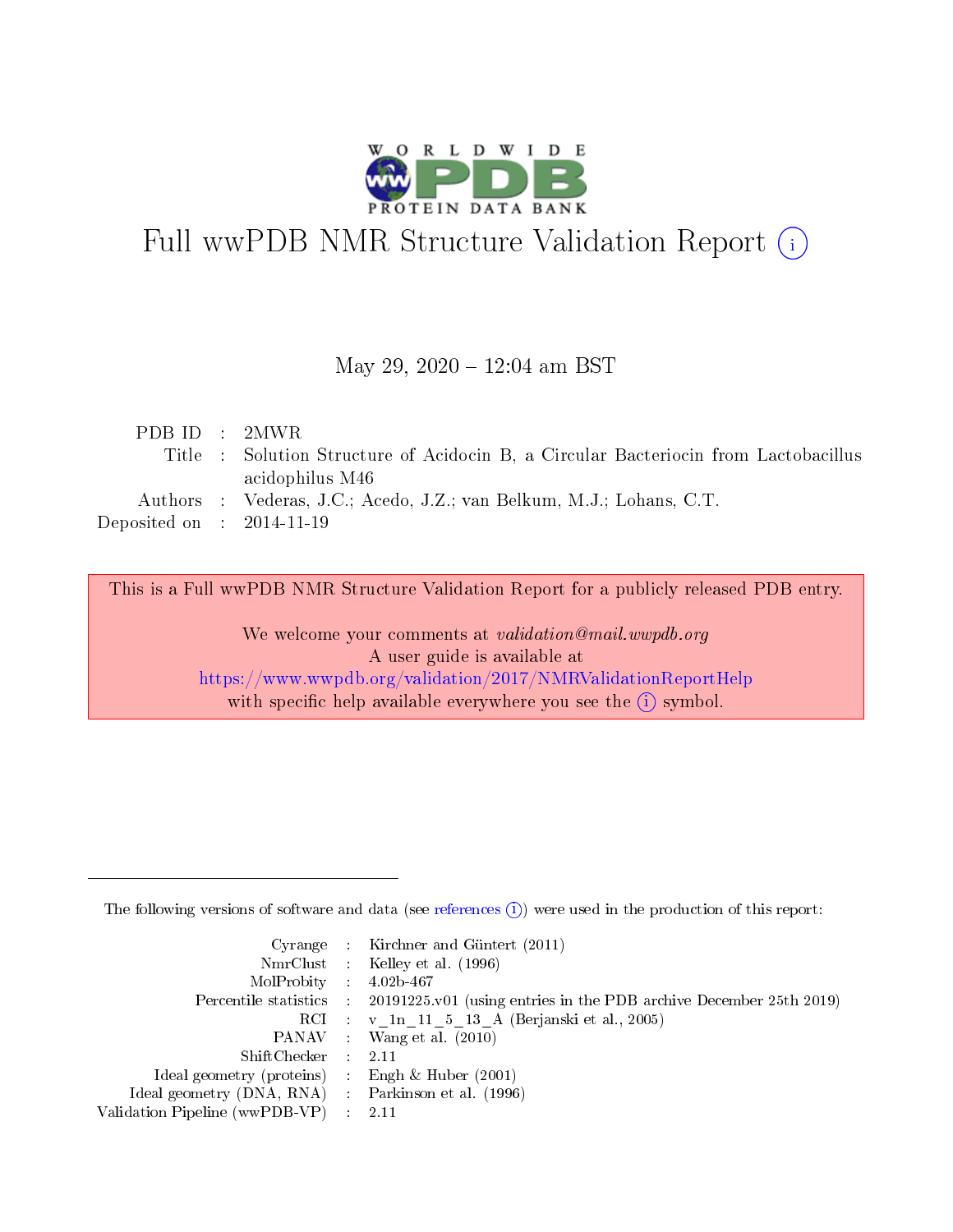# Full wwPDB NMR Structure Validation Report (i)

May 29, 2020 – 12:04 am BST

| | | |
|---|---|---|
| PDB ID | : | 2MWR |
| Title | : | Solution Structure of Acidocin B, a Circular Bacteriocin from Lactobacillus acidophilus M46 |
| Authors | : | Vederas, J.C.; Acedo, J.Z.; van Belkum, M.J.; Lohans, C.T. |
| Deposited on | : | 2014-11-19 |

This is a Full wwPDB NMR Structure Validation Report for a publicly released PDB entry.

We welcome your comments at *validation@mail.wwpdb.org*
A user guide is available at
https://www.wwpdb.org/validation/2017/NMRValidationReportHelp
with specific help available everywhere you see the (i) symbol.

---

The following versions of software and data (see references (i)) were used in the production of this report:

| | | |
|---|---|---|
| Cyrange | : | Kirchner and Güntert (2011) |
| NmrClust | : | Kelley et al. (1996) |
| MolProbity | : | 4.02b-467 |
| Percentile statistics | : | 20191225.v01 (using entries in the PDB archive December 25th 2019) |
| RCI | : | v_1n_11_5_13_A (Berjanski et al., 2005) |
| PANAV | : | Wang et al. (2010) |
| ShiftChecker | : | 2.11 |
| Ideal geometry (proteins) | : | Engh & Huber (2001) |
| Ideal geometry (DNA, RNA) | : | Parkinson et al. (1996) |
| Validation Pipeline (wwPDB-VP) | : | 2.11 |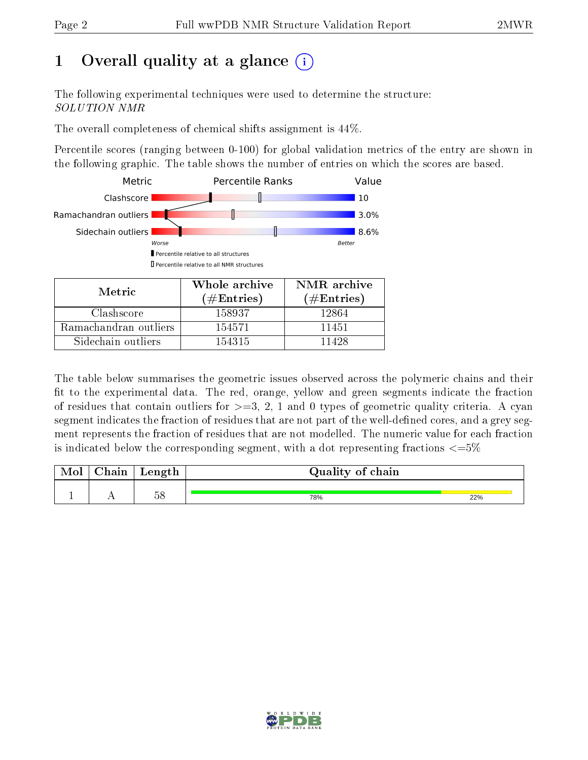# 1 Overall quality at a glance

The following experimental techniques were used to determine the structure:
*SOLUTION NMR*

The overall completeness of chemical shifts assignment is 44%.

Percentile scores (ranging between 0-100) for global validation metrics of the entry are shown in the following graphic. The table shows the number of entries on which the scores are based.

| Metric | Value |
|---|---|
| Clashscore | 10 |
| Ramachandran outliers | 3.0% |
| Sidechain outliers | 8.6% |

| Metric | Whole archive (#Entries) | NMR archive (#Entries) |
|---|---|---|
| Clashscore | 158937 | 12864 |
| Ramachandran outliers | 154571 | 11451 |
| Sidechain outliers | 154315 | 11428 |

The table below summarises the geometric issues observed across the polymeric chains and their fit to the experimental data. The red, orange, yellow and green segments indicate the fraction of residues that contain outliers for >=3, 2, 1 and 0 types of geometric quality criteria. A cyan segment indicates the fraction of residues that are not part of the well-defined cores, and a grey segment represents the fraction of residues that are not modelled. The numeric value for each fraction is indicated below the corresponding segment, with a dot representing fractions <=5%

| Mol | Chain | Length | Quality of chain |
|---|---|---|---|
| 1 | A | 58 | 78% (green), 22% (yellow) |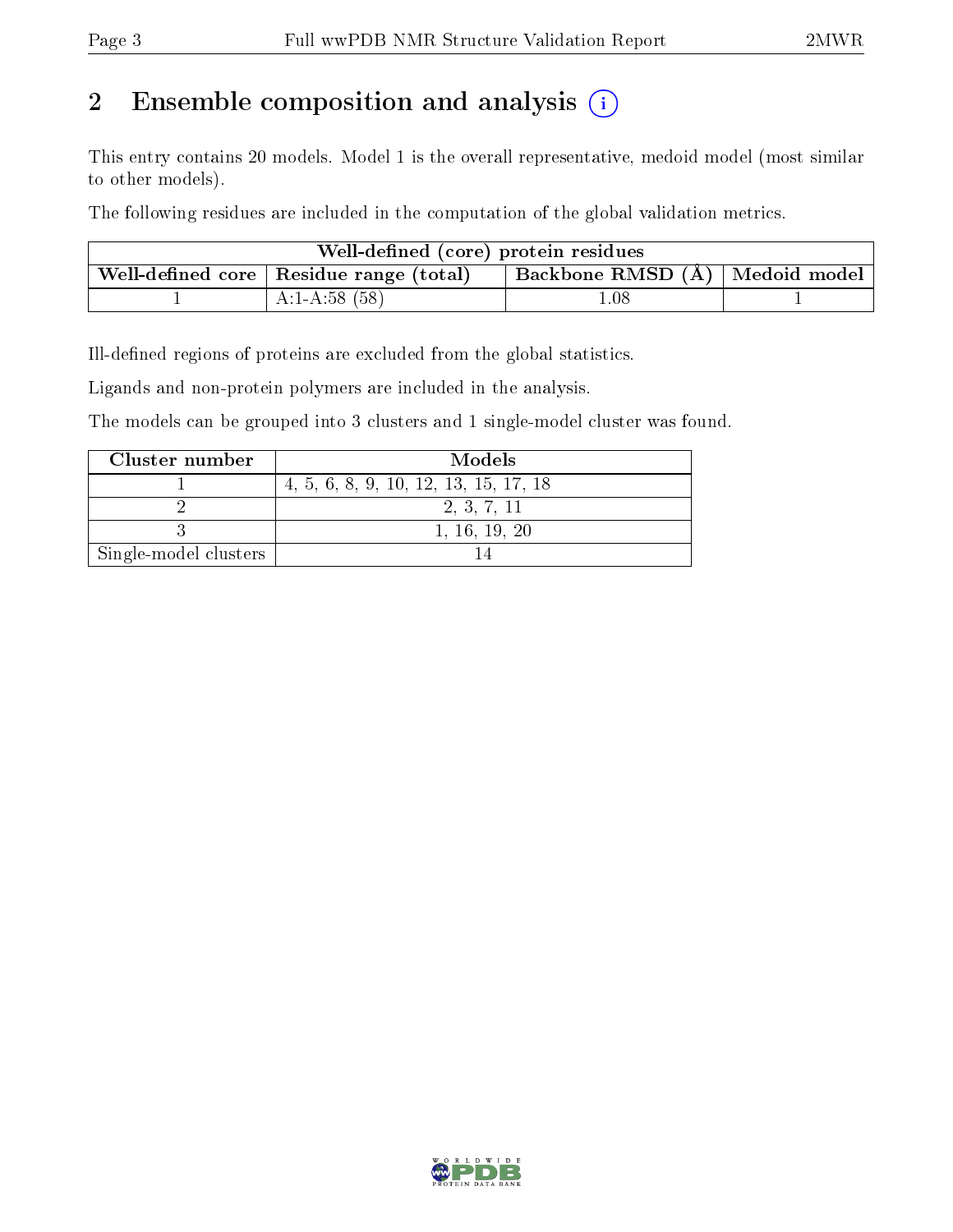## 2 Ensemble composition and analysis

This entry contains 20 models. Model 1 is the overall representative, medoid model (most similar to other models).

The following residues are included in the computation of the global validation metrics.

| Well-defined (core) protein residues | | | |
|---|---|---|---|
| Well-defined core | Residue range (total) | Backbone RMSD (Å) | Medoid model |
| 1 | A:1-A:58 (58) | 1.08 | 1 |

Ill-defined regions of proteins are excluded from the global statistics.

Ligands and non-protein polymers are included in the analysis.

The models can be grouped into 3 clusters and 1 single-model cluster was found.

| Cluster number | Models |
|---|---|
| 1 | 4, 5, 6, 8, 9, 10, 12, 13, 15, 17, 18 |
| 2 | 2, 3, 7, 11 |
| 3 | 1, 16, 19, 20 |
| Single-model clusters | 14 |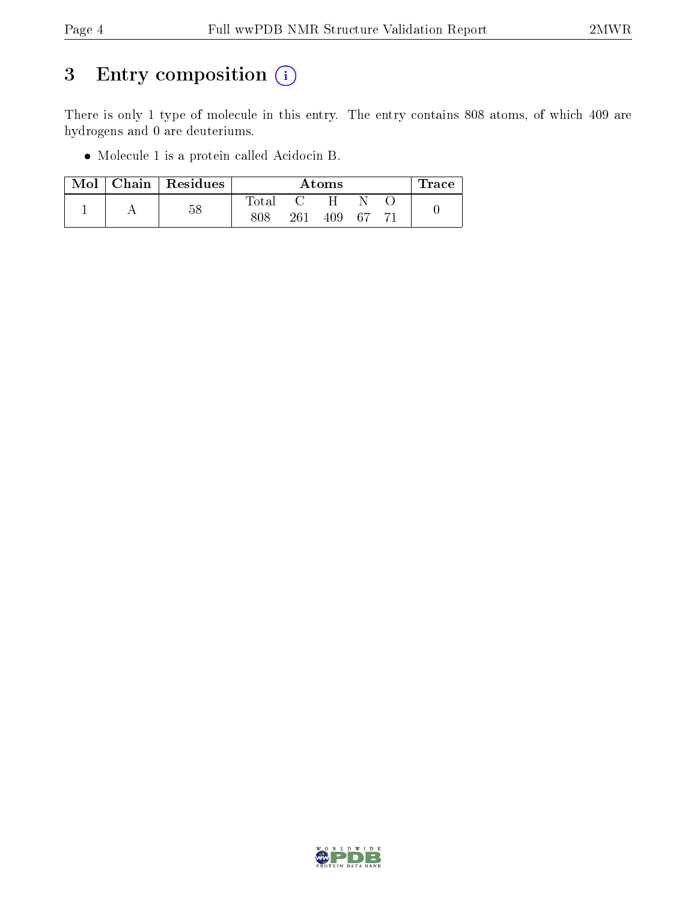# 3 Entry composition (i)

There is only 1 type of molecule in this entry. The entry contains 808 atoms, of which 409 are hydrogens and 0 are deuteriums.

- Molecule 1 is a protein called Acidocin B.

| Mol | Chain | Residues | Atoms | | | | | Trace |
|---|---|---|---|---|---|---|---|---|
| | | | Total | C | H | N | O | |
| 1 | A | 58 | 808 | 261 | 409 | 67 | 71 | 0 |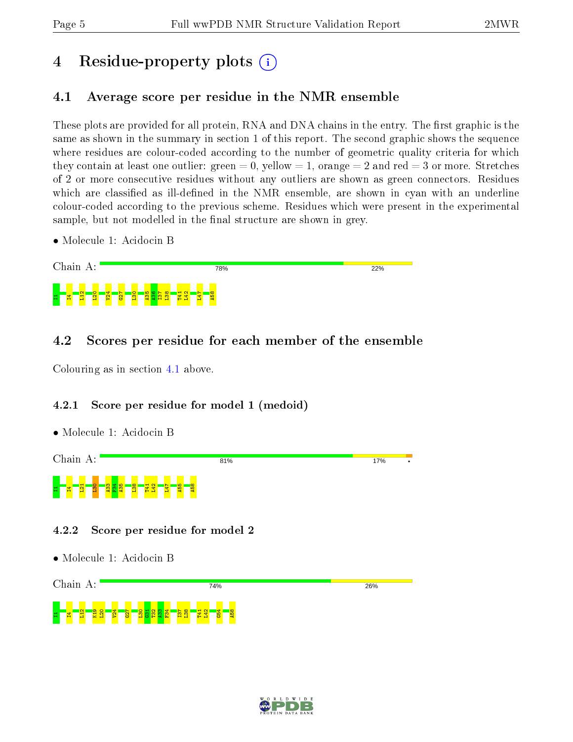# 4 Residue-property plots

## 4.1 Average score per residue in the NMR ensemble

These plots are provided for all protein, RNA and DNA chains in the entry. The first graphic is the same as shown in the summary in section 1 of this report. The second graphic shows the sequence where residues are colour-coded according to the number of geometric quality criteria for which they contain at least one outlier: green = 0, yellow = 1, orange = 2 and red = 3 or more. Stretches of 2 or more consecutive residues without any outliers are shown as green connectors. Residues which are classified as ill-defined in the NMR ensemble, are shown in cyan with an underline colour-coded according to the previous scheme. Residues which were present in the experimental sample, but not modelled in the final structure are shown in grey.

- Molecule 1: Acidocin B

Chain A: 78% 22%

I1 I4 L12 L20 V24 G27 L30 A35 A36 I37 L38 T41 L42 L47 A58

## 4.2 Scores per residue for each member of the ensemble

Colouring as in section 4.1 above.

### 4.2.1 Score per residue for model 1 (medoid)

- Molecule 1: Acidocin B

Chain A: 81% 17% •

I1 I4 L21 L30 A33 F34 A35 L38 T41 L42 L47 A55 A58

### 4.2.2 Score per residue for model 2

- Molecule 1: Acidocin B

Chain A: 74% 26%

I1 I4 L12 K19 L20 V24 G27 L30 G31 T32 A33 F34 I37 L38 T41 L42 G54 A58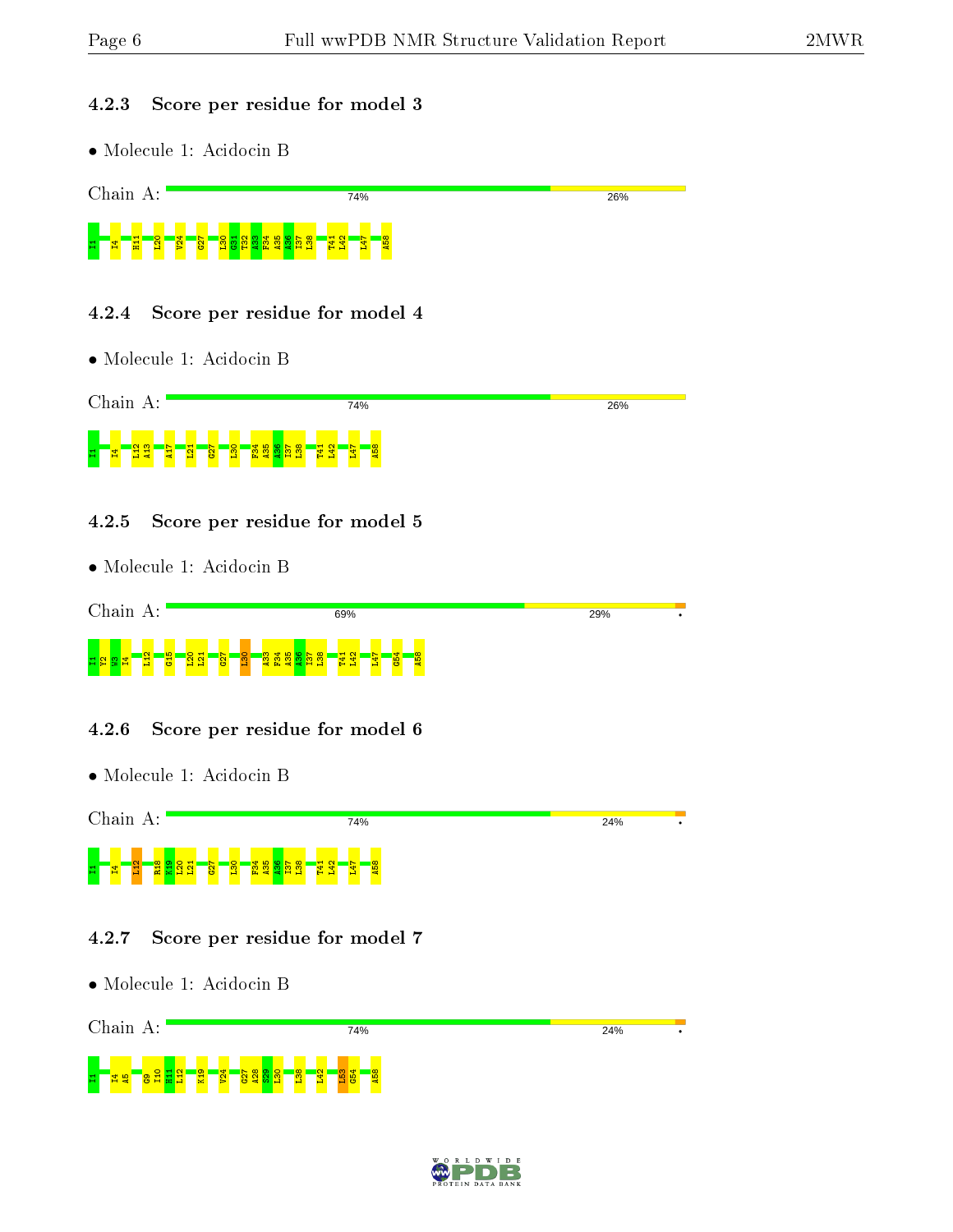### 4.2.3 Score per residue for model 3

- Molecule 1: Acidocin B

Chain A: 74% | 26%

I1 I4 H11 L20 V24 G27 L30 G31 T32 A33 F34 A35 A36 I37 L38 T41 L42 L47 A58

### 4.2.4 Score per residue for model 4

- Molecule 1: Acidocin B

Chain A: 74% | 26%

I1 I4 L12 A13 A17 L21 G27 L30 F34 A35 A36 I37 L38 T41 L42 L47 A58

### 4.2.5 Score per residue for model 5

- Molecule 1: Acidocin B

Chain A: 69% | 29% | •

I1 Y2 V3 I4 L12 G15 L20 L21 G27 L30 A33 F34 A35 A36 I37 L38 T41 L42 L47 G54 A58

### 4.2.6 Score per residue for model 6

- Molecule 1: Acidocin B

Chain A: 74% | 24% | •

I1 I4 L12 R18 K19 L20 L21 G27 L30 F34 A35 A36 I37 L38 T41 L42 L47 A58

### 4.2.7 Score per residue for model 7

- Molecule 1: Acidocin B

Chain A: 74% | 24% | •

I1 I4 A5 G9 I10 H11 L12 K19 V24 G27 A28 S29 L30 L38 L42 L53 G54 A58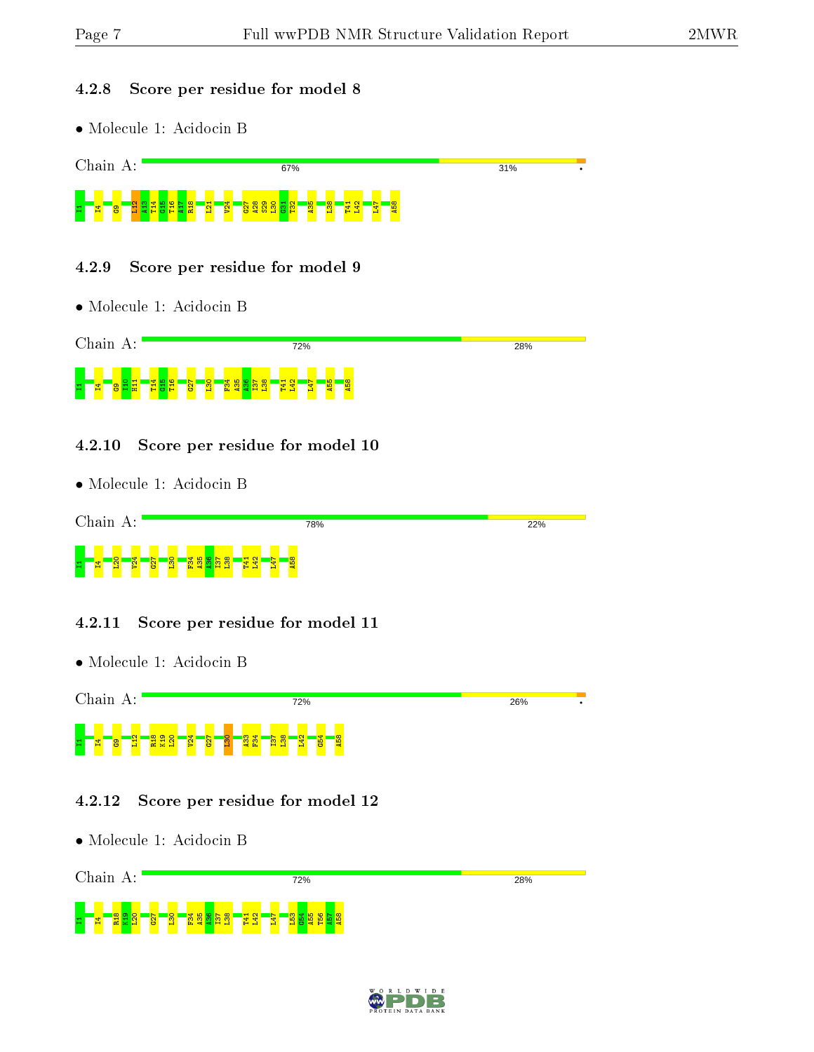### 4.2.8 Score per residue for model 8

- Molecule 1: Acidocin B

Chain A: 67% 31% •

I1 I4 G9 L12 A13 T14 G15 T16 A17 R18 L21 V24 G27 A28 S29 L30 G31 T32 A35 L38 T41 L42 L47 A58

### 4.2.9 Score per residue for model 9

- Molecule 1: Acidocin B

Chain A: 72% 28%

I1 I4 G9 I10 H11 T14 G15 T16 G27 L30 F34 A35 A36 I37 L38 T41 L42 L47 A55 A58

### 4.2.10 Score per residue for model 10

- Molecule 1: Acidocin B

Chain A: 78% 22%

I1 I4 L20 V24 G27 L30 F34 A35 A36 I37 L38 T41 L42 L47 A58

### 4.2.11 Score per residue for model 11

- Molecule 1: Acidocin B

Chain A: 72% 26% •

I1 I4 G9 L12 R18 K19 L20 V24 G27 L30 A33 F34 I37 L38 L42 G54 A58

### 4.2.12 Score per residue for model 12

- Molecule 1: Acidocin B

Chain A: 72% 28%

I1 I4 R18 K19 L20 G27 L30 F34 A35 A36 I37 L38 T41 L42 L47 L53 G54 A55 T56 A57 A58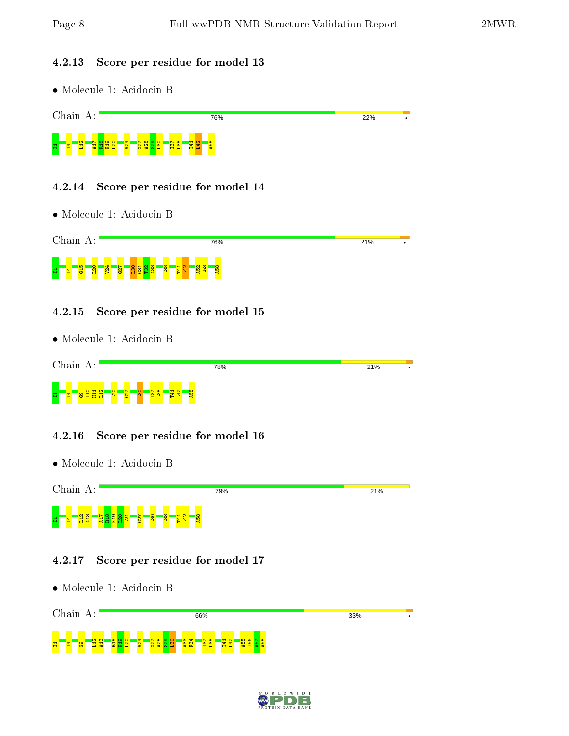### 4.2.13 Score per residue for model 13

- Molecule 1: Acidocin B

Chain A: 76% 22% •

I1 I4 L12 A17 R18 K19 L20 V24 G27 A28 S29 L30 I37 L38 T41 L42 A58

### 4.2.14 Score per residue for model 14

- Molecule 1: Acidocin B

Chain A: 76% 21% •

I1 I4 G15 L20 V24 G27 L30 G31 T32 A33 L38 T41 L42 A52 L53 A58

### 4.2.15 Score per residue for model 15

- Molecule 1: Acidocin B

Chain A: 78% 21% •

I1 I4 G9 I10 H11 L12 L20 G27 L30 I37 L38 T41 L42 A58

### 4.2.16 Score per residue for model 16

- Molecule 1: Acidocin B

Chain A: 79% 21%

I1 I4 L12 A13 A17 R18 K19 L20 L21 G27 L30 L38 T41 L42 A58

### 4.2.17 Score per residue for model 17

- Molecule 1: Acidocin B

Chain A: 66% 33% •

I1 I4 G9 L12 A13 R18 K19 L20 V24 G27 A28 S29 L30 A33 F34 I37 L38 T41 L42 A55 T56 A57 A58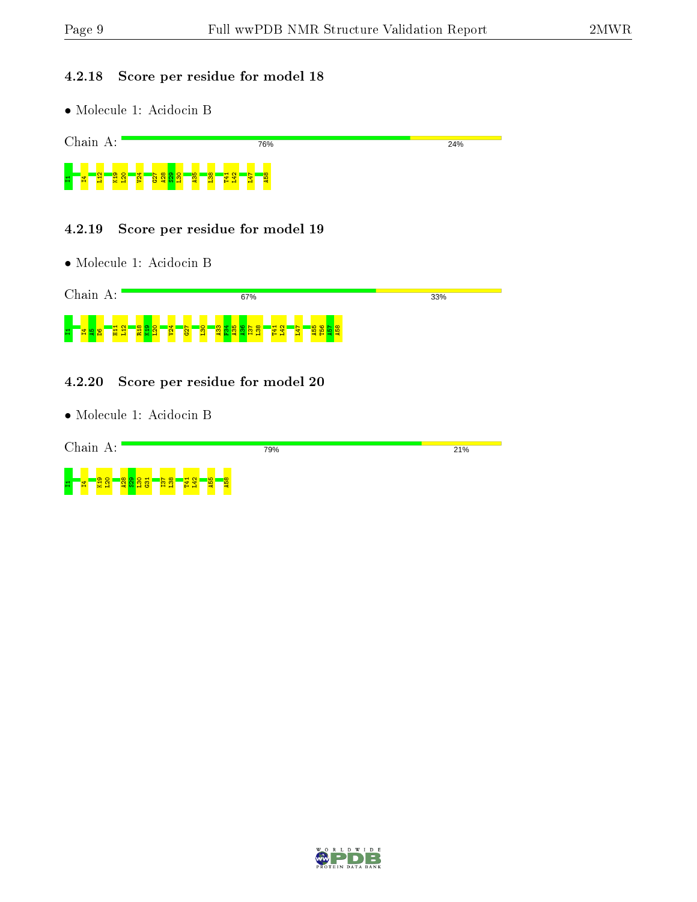### 4.2.18 Score per residue for model 18

- Molecule 1: Acidocin B

Chain A: 76% 24%

I1 I4 L12 K19 L20 V24 G27 A28 S29 L30 A35 L38 T41 L42 L47 A58

### 4.2.19 Score per residue for model 19

- Molecule 1: Acidocin B

Chain A: 67% 33%

I1 I4 A5 D6 H11 L12 R18 K19 L20 V24 G27 L30 A33 F34 A35 A36 I37 L38 T41 L42 L47 A55 T56 A57 A58

### 4.2.20 Score per residue for model 20

- Molecule 1: Acidocin B

Chain A: 79% 21%

I1 I4 K19 L20 A28 S29 L30 G31 I37 L38 T41 L42 A55 A58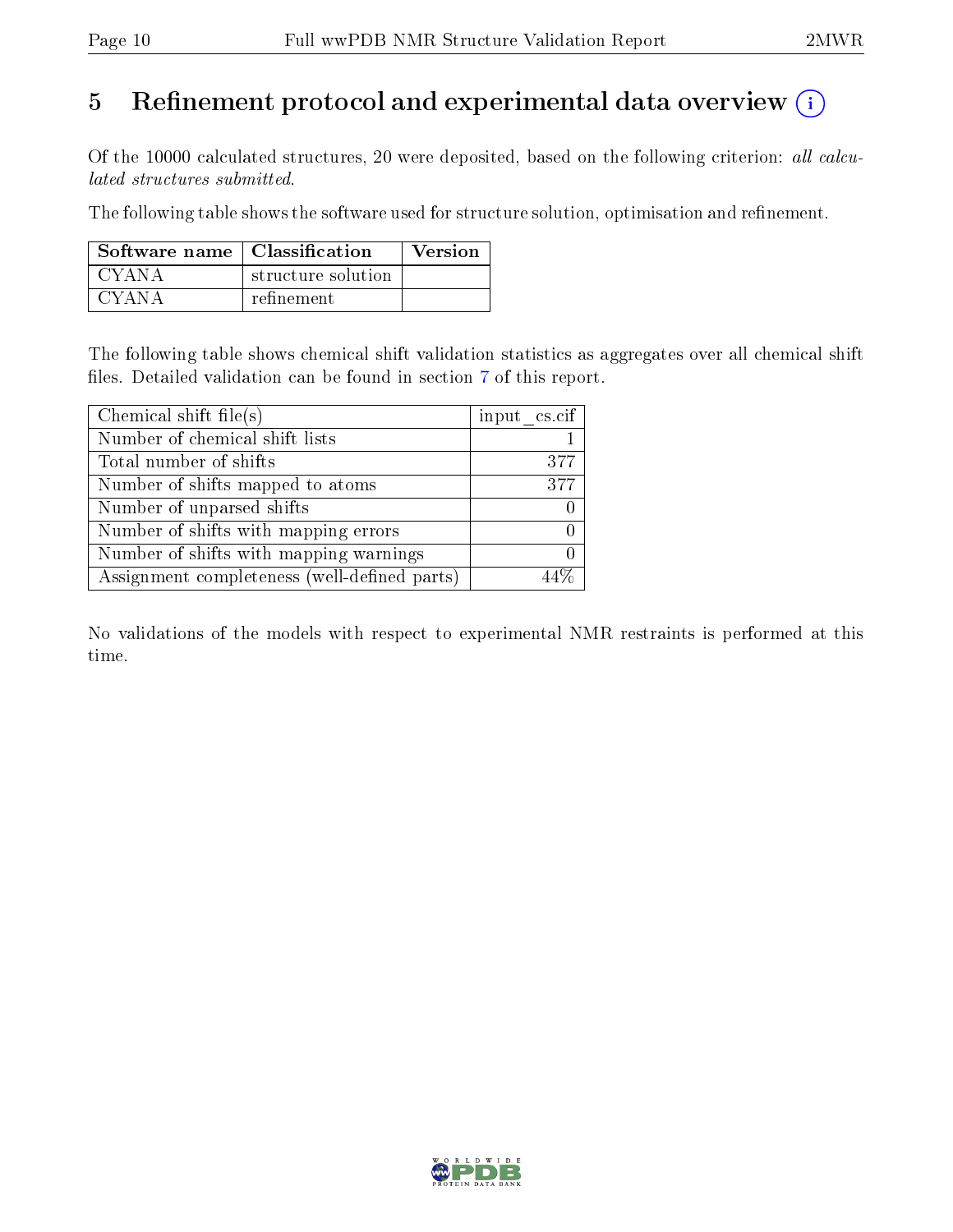# 5 Refinement protocol and experimental data overview (i)

Of the 10000 calculated structures, 20 were deposited, based on the following criterion: *all calculated structures submitted*.

The following table shows the software used for structure solution, optimisation and refinement.

| Software name | Classification | Version |
|---|---|---|
| CYANA | structure solution | |
| CYANA | refinement | |

The following table shows chemical shift validation statistics as aggregates over all chemical shift files. Detailed validation can be found in section 7 of this report.

| Chemical shift file(s) | input_cs.cif |
|---|---|
| Number of chemical shift lists | 1 |
| Total number of shifts | 377 |
| Number of shifts mapped to atoms | 377 |
| Number of unparsed shifts | 0 |
| Number of shifts with mapping errors | 0 |
| Number of shifts with mapping warnings | 0 |
| Assignment completeness (well-defined parts) | 44% |

No validations of the models with respect to experimental NMR restraints is performed at this time.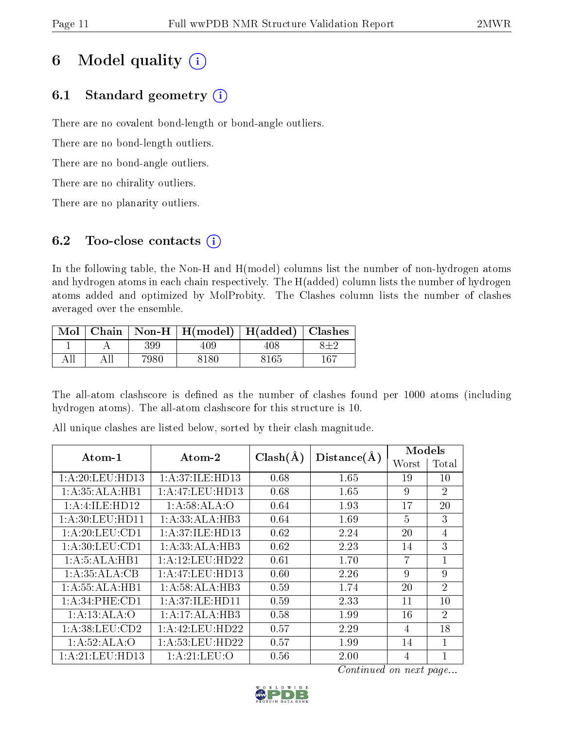# 6 Model quality (i)

## 6.1 Standard geometry (i)

There are no covalent bond-length or bond-angle outliers.

There are no bond-length outliers.

There are no bond-angle outliers.

There are no chirality outliers.

There are no planarity outliers.

## 6.2 Too-close contacts (i)

In the following table, the Non-H and H(model) columns list the number of non-hydrogen atoms and hydrogen atoms in each chain respectively. The H(added) column lists the number of hydrogen atoms added and optimized by MolProbity. The Clashes column lists the number of clashes averaged over the ensemble.

| Mol | Chain | Non-H | H(model) | H(added) | Clashes |
|---|---|---|---|---|---|
| 1 | A | 399 | 409 | 408 | 8±2 |
| All | All | 7980 | 8180 | 8165 | 167 |

The all-atom clashscore is defined as the number of clashes found per 1000 atoms (including hydrogen atoms). The all-atom clashscore for this structure is 10.

All unique clashes are listed below, sorted by their clash magnitude.

| Atom-1 | Atom-2 | Clash(Å) | Distance(Å) | Models | |
|---|---|---|---|---|---|
| | | | | Worst | Total |
| 1:A:20:LEU:HD13 | 1:A:37:ILE:HD13 | 0.68 | 1.65 | 19 | 10 |
| 1:A:35:ALA:HB1 | 1:A:47:LEU:HD13 | 0.68 | 1.65 | 9 | 2 |
| 1:A:4:ILE:HD12 | 1:A:58:ALA:O | 0.64 | 1.93 | 17 | 20 |
| 1:A:30:LEU:HD11 | 1:A:33:ALA:HB3 | 0.64 | 1.69 | 5 | 3 |
| 1:A:20:LEU:CD1 | 1:A:37:ILE:HD13 | 0.62 | 2.24 | 20 | 4 |
| 1:A:30:LEU:CD1 | 1:A:33:ALA:HB3 | 0.62 | 2.23 | 14 | 3 |
| 1:A:5:ALA:HB1 | 1:A:12:LEU:HD22 | 0.61 | 1.70 | 7 | 1 |
| 1:A:35:ALA:CB | 1:A:47:LEU:HD13 | 0.60 | 2.26 | 9 | 9 |
| 1:A:55:ALA:HB1 | 1:A:58:ALA:HB3 | 0.59 | 1.74 | 20 | 2 |
| 1:A:34:PHE:CD1 | 1:A:37:ILE:HD11 | 0.59 | 2.33 | 11 | 10 |
| 1:A:13:ALA:O | 1:A:17:ALA:HB3 | 0.58 | 1.99 | 16 | 2 |
| 1:A:38:LEU:CD2 | 1:A:42:LEU:HD22 | 0.57 | 2.29 | 4 | 18 |
| 1:A:52:ALA:O | 1:A:53:LEU:HD22 | 0.57 | 1.99 | 14 | 1 |
| 1:A:21:LEU:HD13 | 1:A:21:LEU:O | 0.56 | 2.00 | 4 | 1 |

*Continued on next page...*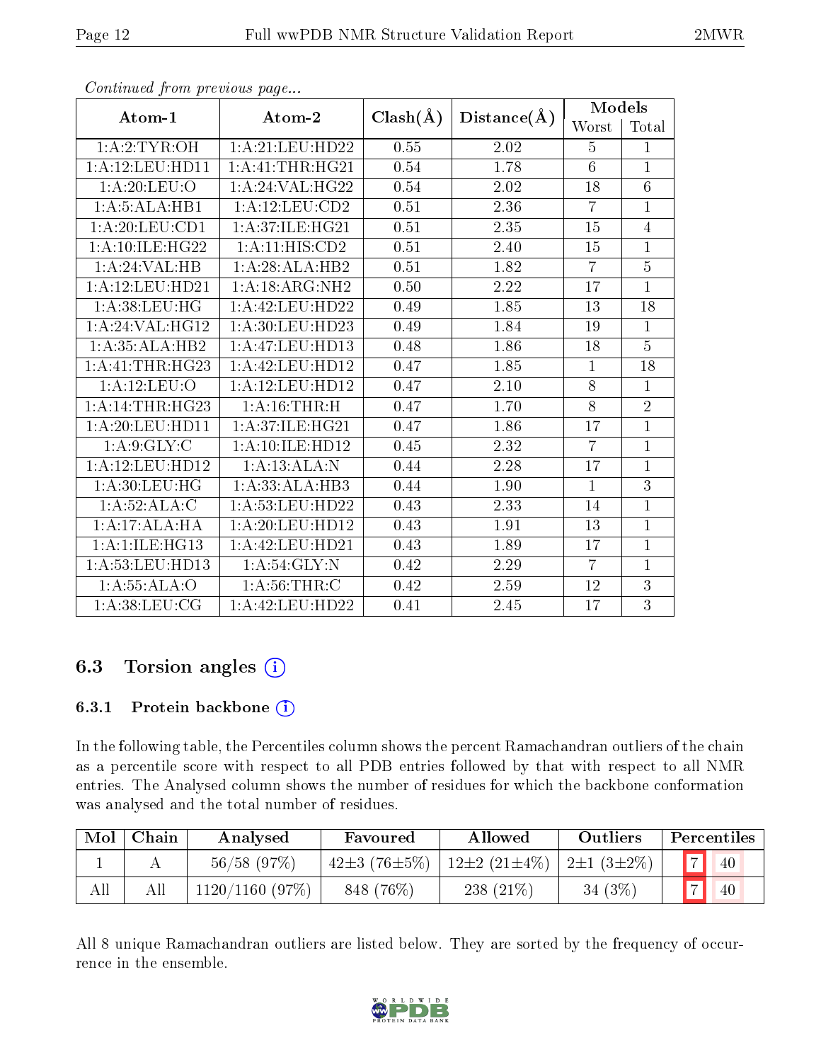*Continued from previous page...*

| Atom-1 | Atom-2 | Clash(Å) | Distance(Å) | Models | |
|---|---|---|---|---|---|
| | | | | Worst | Total |
| 1:A:2:TYR:OH | 1:A:21:LEU:HD22 | 0.55 | 2.02 | 5 | 1 |
| 1:A:12:LEU:HD11 | 1:A:41:THR:HG21 | 0.54 | 1.78 | 6 | 1 |
| 1:A:20:LEU:O | 1:A:24:VAL:HG22 | 0.54 | 2.02 | 18 | 6 |
| 1:A:5:ALA:HB1 | 1:A:12:LEU:CD2 | 0.51 | 2.36 | 7 | 1 |
| 1:A:20:LEU:CD1 | 1:A:37:ILE:HG21 | 0.51 | 2.35 | 15 | 4 |
| 1:A:10:ILE:HG22 | 1:A:11:HIS:CD2 | 0.51 | 2.40 | 15 | 1 |
| 1:A:24:VAL:HB | 1:A:28:ALA:HB2 | 0.51 | 1.82 | 7 | 5 |
| 1:A:12:LEU:HD21 | 1:A:18:ARG:NH2 | 0.50 | 2.22 | 17 | 1 |
| 1:A:38:LEU:HG | 1:A:42:LEU:HD22 | 0.49 | 1.85 | 13 | 18 |
| 1:A:24:VAL:HG12 | 1:A:30:LEU:HD23 | 0.49 | 1.84 | 19 | 1 |
| 1:A:35:ALA:HB2 | 1:A:47:LEU:HD13 | 0.48 | 1.86 | 18 | 5 |
| 1:A:41:THR:HG23 | 1:A:42:LEU:HD12 | 0.47 | 1.85 | 1 | 18 |
| 1:A:12:LEU:O | 1:A:12:LEU:HD12 | 0.47 | 2.10 | 8 | 1 |
| 1:A:14:THR:HG23 | 1:A:16:THR:H | 0.47 | 1.70 | 8 | 2 |
| 1:A:20:LEU:HD11 | 1:A:37:ILE:HG21 | 0.47 | 1.86 | 17 | 1 |
| 1:A:9:GLY:C | 1:A:10:ILE:HD12 | 0.45 | 2.32 | 7 | 1 |
| 1:A:12:LEU:HD12 | 1:A:13:ALA:N | 0.44 | 2.28 | 17 | 1 |
| 1:A:30:LEU:HG | 1:A:33:ALA:HB3 | 0.44 | 1.90 | 1 | 3 |
| 1:A:52:ALA:C | 1:A:53:LEU:HD22 | 0.43 | 2.33 | 14 | 1 |
| 1:A:17:ALA:HA | 1:A:20:LEU:HD12 | 0.43 | 1.91 | 13 | 1 |
| 1:A:1:ILE:HG13 | 1:A:42:LEU:HD21 | 0.43 | 1.89 | 17 | 1 |
| 1:A:53:LEU:HD13 | 1:A:54:GLY:N | 0.42 | 2.29 | 7 | 1 |
| 1:A:55:ALA:O | 1:A:56:THR:C | 0.42 | 2.59 | 12 | 3 |
| 1:A:38:LEU:CG | 1:A:42:LEU:HD22 | 0.41 | 2.45 | 17 | 3 |

## 6.3 Torsion angles (i)

### 6.3.1 Protein backbone (i)

In the following table, the Percentiles column shows the percent Ramachandran outliers of the chain as a percentile score with respect to all PDB entries followed by that with respect to all NMR entries. The Analysed column shows the number of residues for which the backbone conformation was analysed and the total number of residues.

| Mol | Chain | Analysed | Favoured | Allowed | Outliers | Percentiles | |
|---|---|---|---|---|---|---|---|
| 1 | A | 56/58 (97%) | 42±3 (76±5%) | 12±2 (21±4%) | 2±1 (3±2%) | 7 | 40 |
| All | All | 1120/1160 (97%) | 848 (76%) | 238 (21%) | 34 (3%) | 7 | 40 |

All 8 unique Ramachandran outliers are listed below. They are sorted by the frequency of occurrence in the ensemble.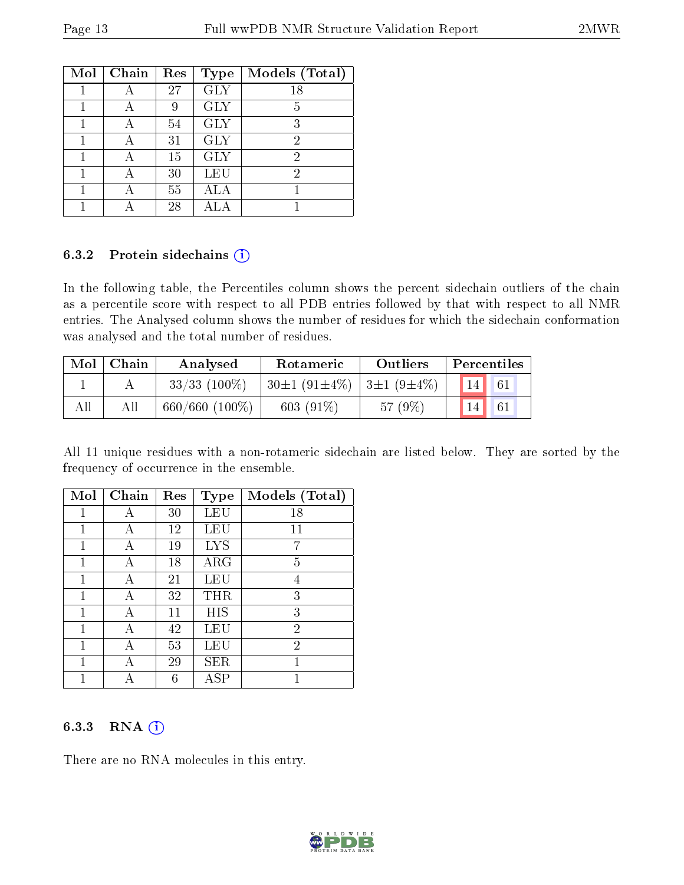| Mol | Chain | Res | Type | Models (Total) |
|---|---|---|---|---|
| 1 | A | 27 | GLY | 18 |
| 1 | A | 9 | GLY | 5 |
| 1 | A | 54 | GLY | 3 |
| 1 | A | 31 | GLY | 2 |
| 1 | A | 15 | GLY | 2 |
| 1 | A | 30 | LEU | 2 |
| 1 | A | 55 | ALA | 1 |
| 1 | A | 28 | ALA | 1 |

### 6.3.2 Protein sidechains

In the following table, the Percentiles column shows the percent sidechain outliers of the chain as a percentile score with respect to all PDB entries followed by that with respect to all NMR entries. The Analysed column shows the number of residues for which the sidechain conformation was analysed and the total number of residues.

| Mol | Chain | Analysed | Rotameric | Outliers | Percentiles | |
|---|---|---|---|---|---|---|
| 1 | A | 33/33 (100%) | 30±1 (91±4%) | 3±1 (9±4%) | 14 | 61 |
| All | All | 660/660 (100%) | 603 (91%) | 57 (9%) | 14 | 61 |

All 11 unique residues with a non-rotameric sidechain are listed below. They are sorted by the frequency of occurrence in the ensemble.

| Mol | Chain | Res | Type | Models (Total) |
|---|---|---|---|---|
| 1 | A | 30 | LEU | 18 |
| 1 | A | 12 | LEU | 11 |
| 1 | A | 19 | LYS | 7 |
| 1 | A | 18 | ARG | 5 |
| 1 | A | 21 | LEU | 4 |
| 1 | A | 32 | THR | 3 |
| 1 | A | 11 | HIS | 3 |
| 1 | A | 42 | LEU | 2 |
| 1 | A | 53 | LEU | 2 |
| 1 | A | 29 | SER | 1 |
| 1 | A | 6 | ASP | 1 |

### 6.3.3 RNA

There are no RNA molecules in this entry.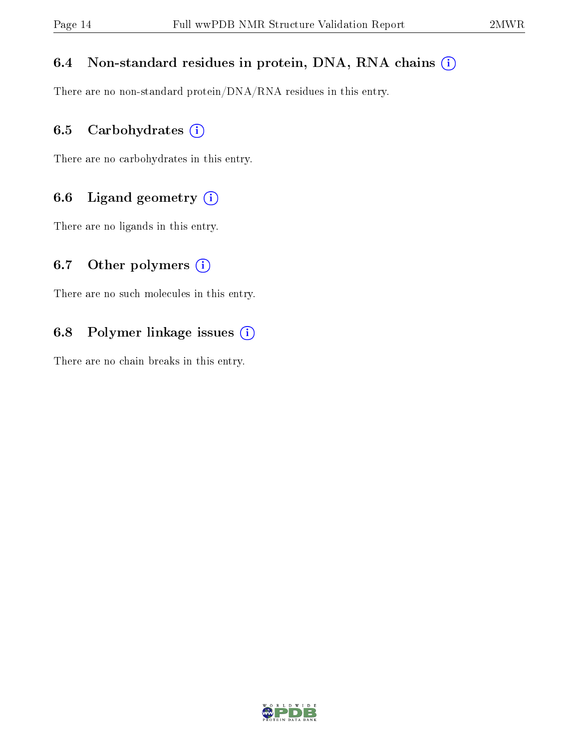### 6.4 Non-standard residues in protein, DNA, RNA chains ⓘ

There are no non-standard protein/DNA/RNA residues in this entry.

### 6.5 Carbohydrates ⓘ

There are no carbohydrates in this entry.

### 6.6 Ligand geometry ⓘ

There are no ligands in this entry.

### 6.7 Other polymers ⓘ

There are no such molecules in this entry.

### 6.8 Polymer linkage issues ⓘ

There are no chain breaks in this entry.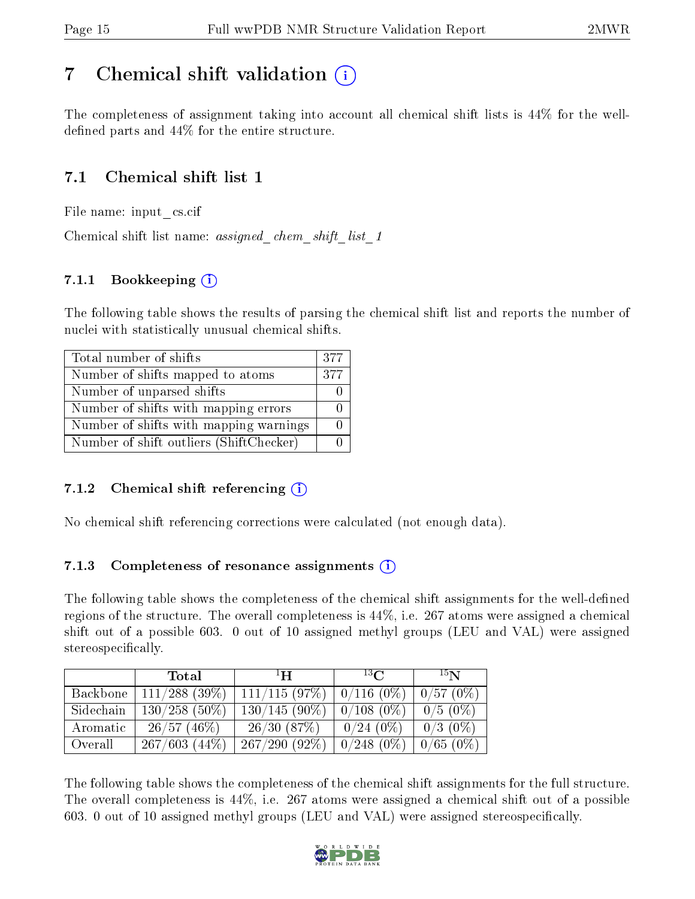# 7 Chemical shift validation (i)

The completeness of assignment taking into account all chemical shift lists is 44% for the well-defined parts and 44% for the entire structure.

## 7.1 Chemical shift list 1

File name: input_cs.cif

Chemical shift list name: *assigned_chem_shift_list_1*

### 7.1.1 Bookkeeping (i)

The following table shows the results of parsing the chemical shift list and reports the number of nuclei with statistically unusual chemical shifts.

| | |
|---|---|
| Total number of shifts | 377 |
| Number of shifts mapped to atoms | 377 |
| Number of unparsed shifts | 0 |
| Number of shifts with mapping errors | 0 |
| Number of shifts with mapping warnings | 0 |
| Number of shift outliers (ShiftChecker) | 0 |

### 7.1.2 Chemical shift referencing (i)

No chemical shift referencing corrections were calculated (not enough data).

### 7.1.3 Completeness of resonance assignments (i)

The following table shows the completeness of the chemical shift assignments for the well-defined regions of the structure. The overall completeness is 44%, i.e. 267 atoms were assigned a chemical shift out of a possible 603. 0 out of 10 assigned methyl groups (LEU and VAL) were assigned stereospecifically.

| | Total | $^{1}$H | $^{13}$C | $^{15}$N |
|---|---|---|---|---|
| Backbone | 111/288 (39%) | 111/115 (97%) | 0/116 (0%) | 0/57 (0%) |
| Sidechain | 130/258 (50%) | 130/145 (90%) | 0/108 (0%) | 0/5 (0%) |
| Aromatic | 26/57 (46%) | 26/30 (87%) | 0/24 (0%) | 0/3 (0%) |
| Overall | 267/603 (44%) | 267/290 (92%) | 0/248 (0%) | 0/65 (0%) |

The following table shows the completeness of the chemical shift assignments for the full structure. The overall completeness is 44%, i.e. 267 atoms were assigned a chemical shift out of a possible 603. 0 out of 10 assigned methyl groups (LEU and VAL) were assigned stereospecifically.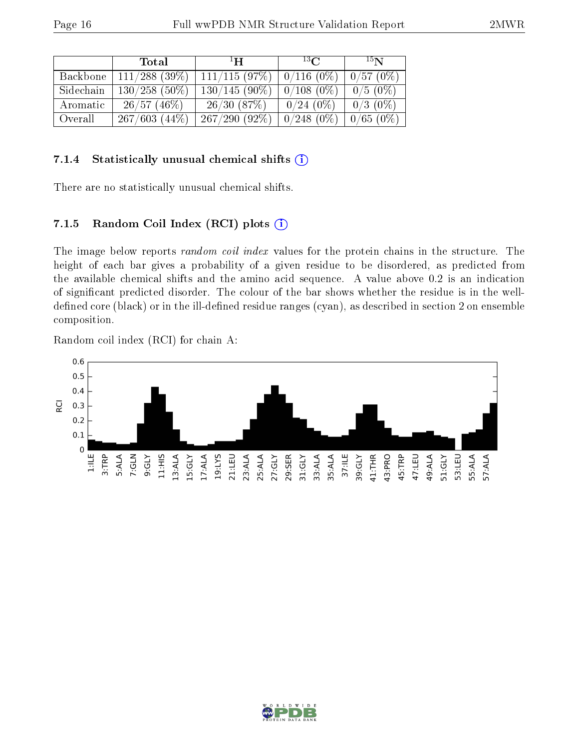| | Total | $^{1}$H | $^{13}$C | $^{15}$N |
|---|---|---|---|---|
| Backbone | 111/288 (39%) | 111/115 (97%) | 0/116 (0%) | 0/57 (0%) |
| Sidechain | 130/258 (50%) | 130/145 (90%) | 0/108 (0%) | 0/5 (0%) |
| Aromatic | 26/57 (46%) | 26/30 (87%) | 0/24 (0%) | 0/3 (0%) |
| Overall | 267/603 (44%) | 267/290 (92%) | 0/248 (0%) | 0/65 (0%) |

#### 7.1.4 Statistically unusual chemical shifts

There are no statistically unusual chemical shifts.

#### 7.1.5 Random Coil Index (RCI) plots

The image below reports *random coil index* values for the protein chains in the structure. The height of each bar gives a probability of a given residue to be disordered, as predicted from the available chemical shifts and the amino acid sequence. A value above 0.2 is an indication of significant predicted disorder. The colour of the bar shows whether the residue is in the well-defined core (black) or in the ill-defined residue ranges (cyan), as described in section 2 on ensemble composition.

Random coil index (RCI) for chain A:

RCI
0.6
0.5
0.4
0.3
0.2
0.1
0
1:ILE
3:TRP
5:ALA
7:GLN
9:GLY
11:HIS
13:ALA
15:GLY
17:ALA
19:LYS
21:LEU
23:ALA
25:ALA
27:GLY
29:SER
31:GLY
33:ALA
35:ALA
37:ILE
39:GLY
41:THR
43:PRO
45:TRP
47:LEU
49:ALA
51:GLY
53:LEU
55:ALA
57:ALA